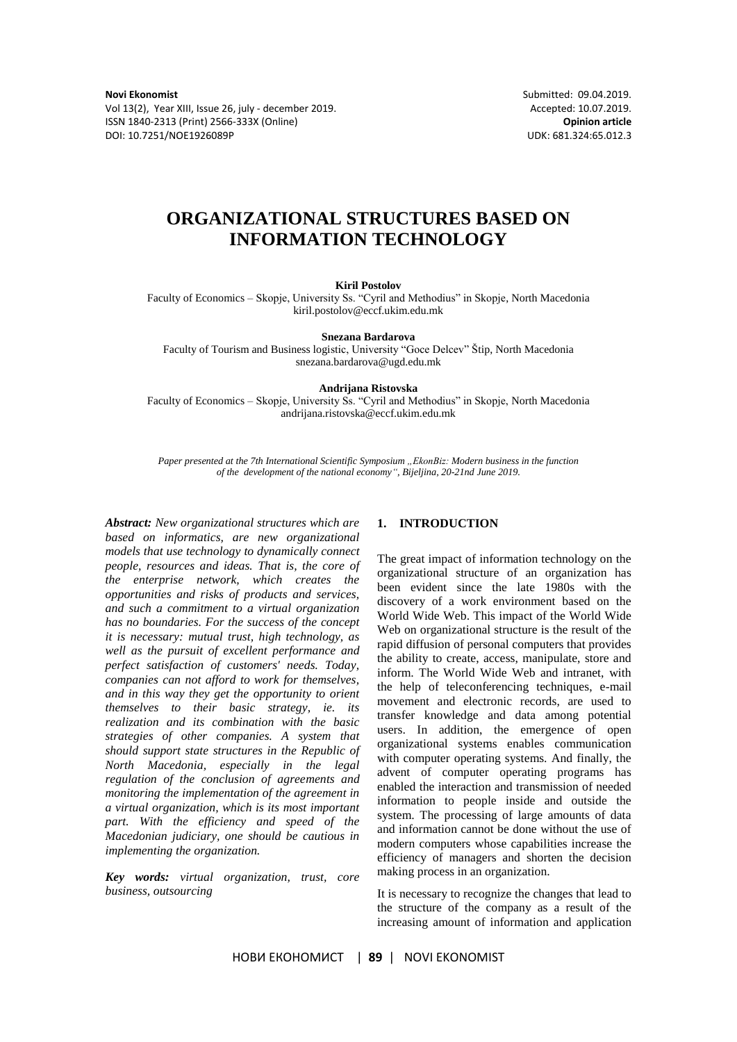**Novi Ekonomist**
Vol 13(2), Year XIII, Issue 26, july - december 2019.
ISSN 1840-2313 (Print) 2566-333X (Online)
DOI: 10.7251/NOE1926089P

Submitted: 09.04.2019.
Accepted: 10.07.2019.
**Opinion article**
UDK: 681.324:65.012.3

# ORGANIZATIONAL STRUCTURES BASED ON INFORMATION TECHNOLOGY

**Kiril Postolov**
Faculty of Economics – Skopje, University Ss. "Cyril and Methodius" in Skopje, North Macedonia
kiril.postolov@eccf.ukim.edu.mk

**Snezana Bardarova**
Faculty of Tourism and Business logistic, University "Goce Delcev" Štip, North Macedonia
snezana.bardarova@ugd.edu.mk

**Andrijana Ristovska**
Faculty of Economics – Skopje, University Ss. "Cyril and Methodius" in Skopje, North Macedonia
andrijana.ristovska@eccf.ukim.edu.mk

*Paper presented at the 7th International Scientific Symposium „EkonBiz: Modern business in the function of the development of the national economy", Bijeljina, 20-21nd June 2019.*

***Abstract:*** *New organizational structures which are based on informatics, are new organizational models that use technology to dynamically connect people, resources and ideas. That is, the core of the enterprise network, which creates the opportunities and risks of products and services, and such a commitment to a virtual organization has no boundaries. For the success of the concept it is necessary: mutual trust, high technology, as well as the pursuit of excellent performance and perfect satisfaction of customers' needs. Today, companies can not afford to work for themselves, and in this way they get the opportunity to orient themselves to their basic strategy, ie. its realization and its combination with the basic strategies of other companies. A system that should support state structures in the Republic of North Macedonia, especially in the legal regulation of the conclusion of agreements and monitoring the implementation of the agreement in a virtual organization, which is its most important part. With the efficiency and speed of the Macedonian judiciary, one should be cautious in implementing the organization.*

***Key words:*** *virtual organization, trust, core business, outsourcing*

## 1. INTRODUCTION

The great impact of information technology on the organizational structure of an organization has been evident since the late 1980s with the discovery of a work environment based on the World Wide Web. This impact of the World Wide Web on organizational structure is the result of the rapid diffusion of personal computers that provides the ability to create, access, manipulate, store and inform. The World Wide Web and intranet, with the help of teleconferencing techniques, e-mail movement and electronic records, are used to transfer knowledge and data among potential users. In addition, the emergence of open organizational systems enables communication with computer operating systems. And finally, the advent of computer operating programs has enabled the interaction and transmission of needed information to people inside and outside the system. The processing of large amounts of data and information cannot be done without the use of modern computers whose capabilities increase the efficiency of managers and shorten the decision making process in an organization.

It is necessary to recognize the changes that lead to the structure of the company as a result of the increasing amount of information and application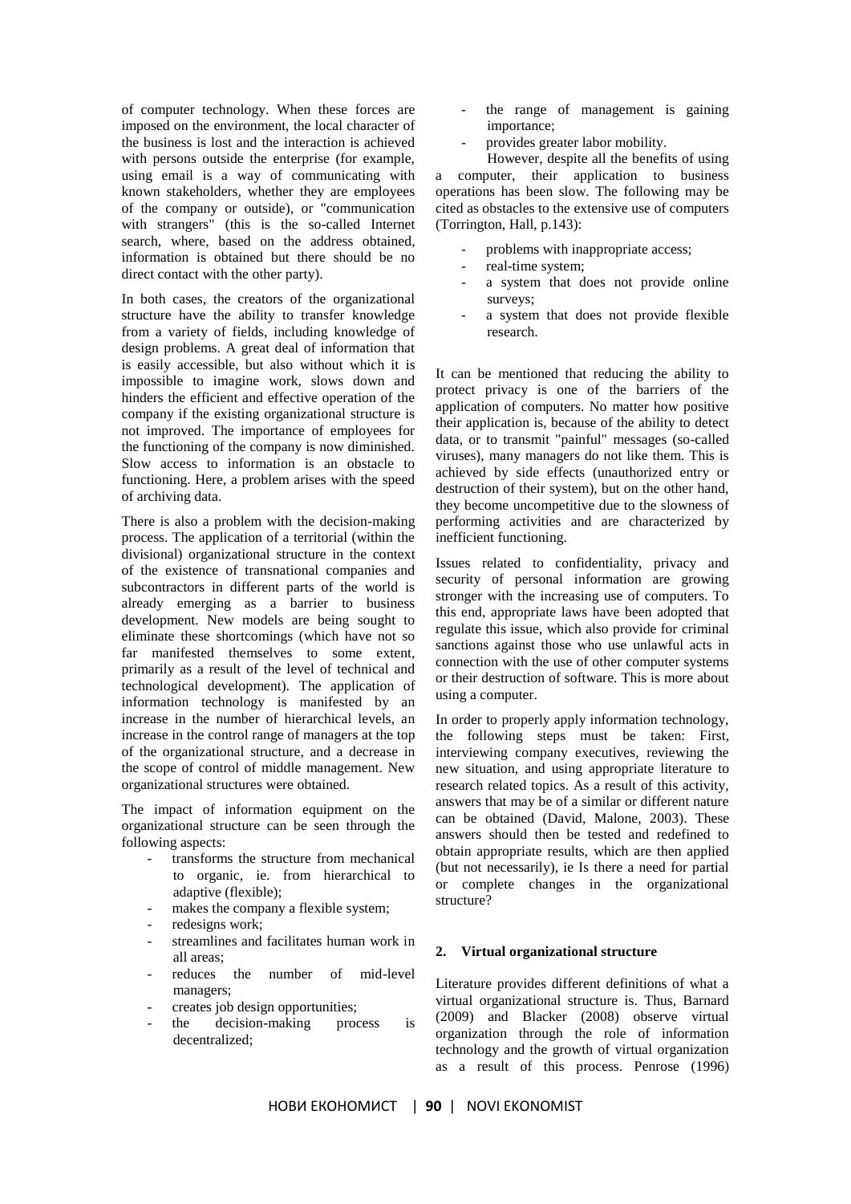of computer technology. When these forces are imposed on the environment, the local character of the business is lost and the interaction is achieved with persons outside the enterprise (for example, using email is a way of communicating with known stakeholders, whether they are employees of the company or outside), or "communication with strangers" (this is the so-called Internet search, where, based on the address obtained, information is obtained but there should be no direct contact with the other party).

In both cases, the creators of the organizational structure have the ability to transfer knowledge from a variety of fields, including knowledge of design problems. A great deal of information that is easily accessible, but also without which it is impossible to imagine work, slows down and hinders the efficient and effective operation of the company if the existing organizational structure is not improved. The importance of employees for the functioning of the company is now diminished. Slow access to information is an obstacle to functioning. Here, a problem arises with the speed of archiving data.

There is also a problem with the decision-making process. The application of a territorial (within the divisional) organizational structure in the context of the existence of transnational companies and subcontractors in different parts of the world is already emerging as a barrier to business development. New models are being sought to eliminate these shortcomings (which have not so far manifested themselves to some extent, primarily as a result of the level of technical and technological development). The application of information technology is manifested by an increase in the number of hierarchical levels, an increase in the control range of managers at the top of the organizational structure, and a decrease in the scope of control of middle management. New organizational structures were obtained.

The impact of information equipment on the organizational structure can be seen through the following aspects:

- transforms the structure from mechanical to organic, ie. from hierarchical to adaptive (flexible);
- makes the company a flexible system;
- redesigns work;
- streamlines and facilitates human work in all areas;
- reduces the number of mid-level managers;
- creates job design opportunities;
- the decision-making process is decentralized;
- the range of management is gaining importance;
- provides greater labor mobility.

However, despite all the benefits of using a computer, their application to business operations has been slow. The following may be cited as obstacles to the extensive use of computers (Torrington, Hall, p.143):

- problems with inappropriate access;
- real-time system;
- a system that does not provide online surveys;
- a system that does not provide flexible research.

It can be mentioned that reducing the ability to protect privacy is one of the barriers of the application of computers. No matter how positive their application is, because of the ability to detect data, or to transmit "painful" messages (so-called viruses), many managers do not like them. This is achieved by side effects (unauthorized entry or destruction of their system), but on the other hand, they become uncompetitive due to the slowness of performing activities and are characterized by inefficient functioning.

Issues related to confidentiality, privacy and security of personal information are growing stronger with the increasing use of computers. To this end, appropriate laws have been adopted that regulate this issue, which also provide for criminal sanctions against those who use unlawful acts in connection with the use of other computer systems or their destruction of software. This is more about using a computer.

In order to properly apply information technology, the following steps must be taken: First, interviewing company executives, reviewing the new situation, and using appropriate literature to research related topics. As a result of this activity, answers that may be of a similar or different nature can be obtained (David, Malone, 2003). These answers should then be tested and redefined to obtain appropriate results, which are then applied (but not necessarily), ie Is there a need for partial or complete changes in the organizational structure?

## 2. Virtual organizational structure

Literature provides different definitions of what a virtual organizational structure is. Thus, Barnard (2009) and Blacker (2008) observe virtual organization through the role of information technology and the growth of virtual organization as a result of this process. Penrose (1996)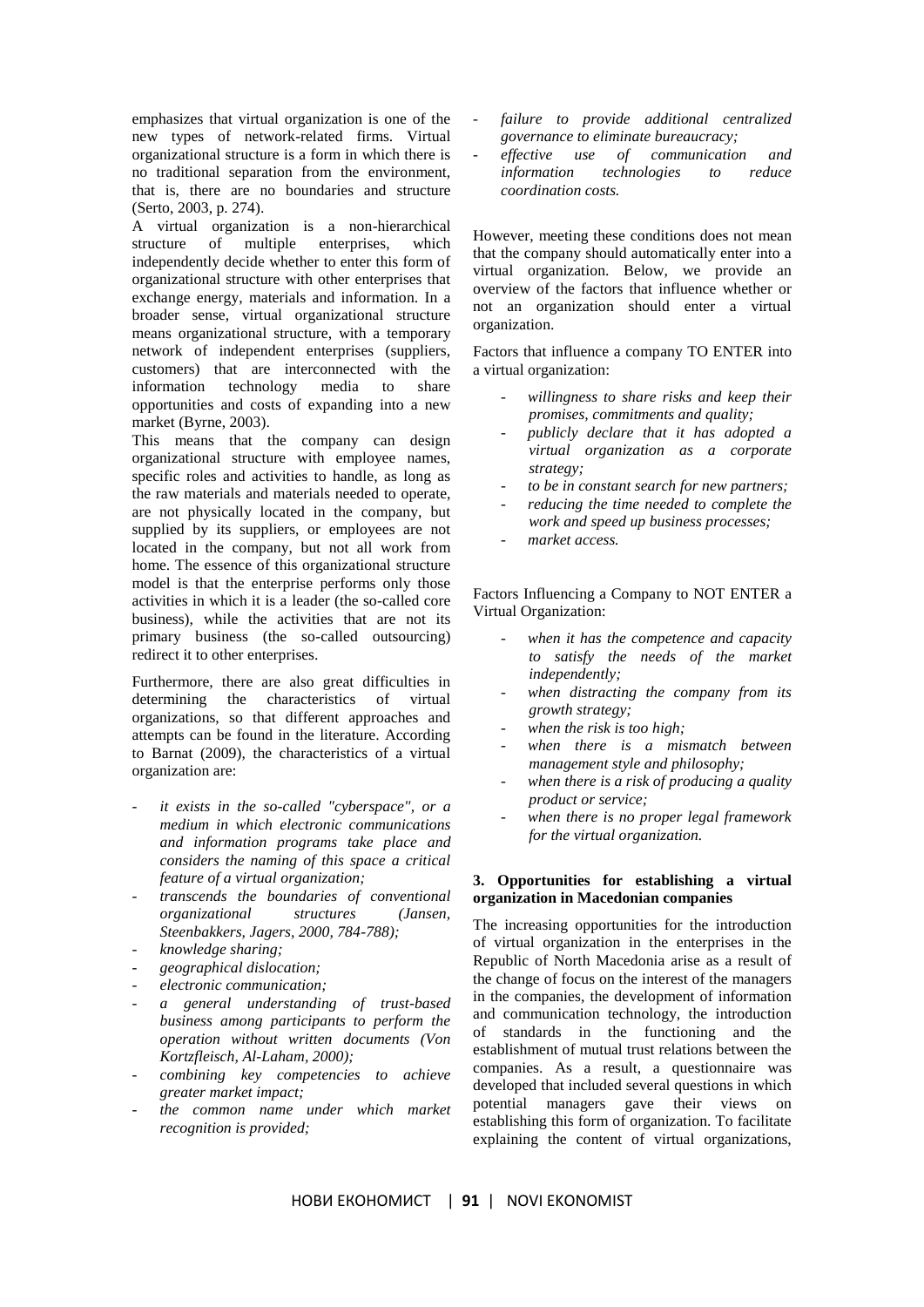emphasizes that virtual organization is one of the new types of network-related firms. Virtual organizational structure is a form in which there is no traditional separation from the environment, that is, there are no boundaries and structure (Serto, 2003, p. 274).

A virtual organization is a non-hierarchical structure of multiple enterprises, which independently decide whether to enter this form of organizational structure with other enterprises that exchange energy, materials and information. In a broader sense, virtual organizational structure means organizational structure, with a temporary network of independent enterprises (suppliers, customers) that are interconnected with the information technology media to share opportunities and costs of expanding into a new market (Byrne, 2003).

This means that the company can design organizational structure with employee names, specific roles and activities to handle, as long as the raw materials and materials needed to operate, are not physically located in the company, but supplied by its suppliers, or employees are not located in the company, but not all work from home. The essence of this organizational structure model is that the enterprise performs only those activities in which it is a leader (the so-called core business), while the activities that are not its primary business (the so-called outsourcing) redirect it to other enterprises.

Furthermore, there are also great difficulties in determining the characteristics of virtual organizations, so that different approaches and attempts can be found in the literature. According to Barnat (2009), the characteristics of a virtual organization are:

- *it exists in the so-called "cyberspace", or a medium in which electronic communications and information programs take place and considers the naming of this space a critical feature of a virtual organization;*
- *transcends the boundaries of conventional organizational structures (Jansen, Steenbakkers, Jagers, 2000, 784-788);*
- *knowledge sharing;*
- *geographical dislocation;*
- *electronic communication;*
- *a general understanding of trust-based business among participants to perform the operation without written documents (Von Kortzfleisch, Al-Laham, 2000);*
- *combining key competencies to achieve greater market impact;*
- *the common name under which market recognition is provided;*
- *failure to provide additional centralized governance to eliminate bureaucracy;*
- *effective use of communication and information technologies to reduce coordination costs.*

However, meeting these conditions does not mean that the company should automatically enter into a virtual organization. Below, we provide an overview of the factors that influence whether or not an organization should enter a virtual organization.

Factors that influence a company TO ENTER into a virtual organization:

- *willingness to share risks and keep their promises, commitments and quality;*
- *publicly declare that it has adopted a virtual organization as a corporate strategy;*
- *to be in constant search for new partners;*
- *reducing the time needed to complete the work and speed up business processes;*
- *market access.*

Factors Influencing a Company to NOT ENTER a Virtual Organization:

- *when it has the competence and capacity to satisfy the needs of the market independently;*
- *when distracting the company from its growth strategy;*
- *when the risk is too high;*
- *when there is a mismatch between management style and philosophy;*
- *when there is a risk of producing a quality product or service;*
- *when there is no proper legal framework for the virtual organization.*

## 3. Opportunities for establishing a virtual organization in Macedonian companies

The increasing opportunities for the introduction of virtual organization in the enterprises in the Republic of North Macedonia arise as a result of the change of focus on the interest of the managers in the companies, the development of information and communication technology, the introduction of standards in the functioning and the establishment of mutual trust relations between the companies. As a result, a questionnaire was developed that included several questions in which potential managers gave their views on establishing this form of organization. To facilitate explaining the content of virtual organizations,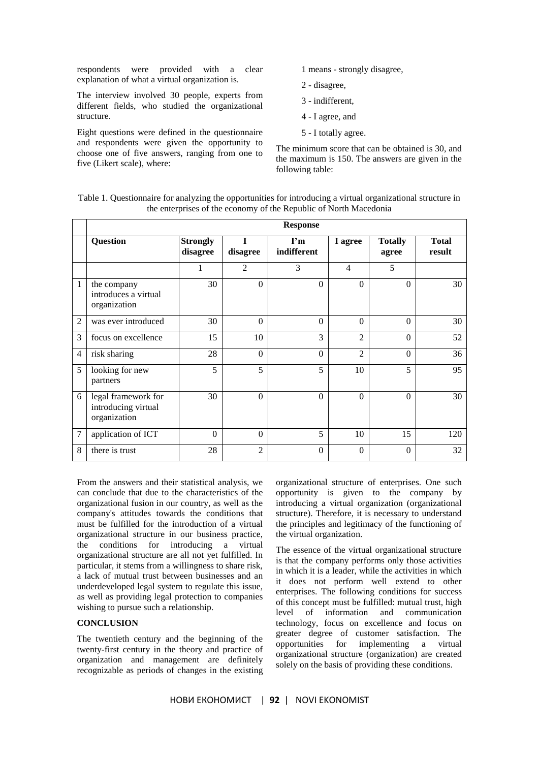respondents were provided with a clear explanation of what a virtual organization is.

The interview involved 30 people, experts from different fields, who studied the organizational structure.

Eight questions were defined in the questionnaire and respondents were given the opportunity to choose one of five answers, ranging from one to five (Likert scale), where:

1 means - strongly disagree,

2 - disagree,

3 - indifferent,

4 - I agree, and

5 - I totally agree.

The minimum score that can be obtained is 30, and the maximum is 150. The answers are given in the following table:

Table 1. Questionnaire for analyzing the opportunities for introducing a virtual organizational structure in the enterprises of the economy of the Republic of North Macedonia

| | Response | | | | | | |
|---|---|---|---|---|---|---|---|
| | **Question** | **Strongly disagree** | **I disagree** | **I'm indifferent** | **I agree** | **Totally agree** | **Total result** |
| | | 1 | 2 | 3 | 4 | 5 | |
| 1 | the company introduces a virtual organization | 30 | 0 | 0 | 0 | 0 | 30 |
| 2 | was ever introduced | 30 | 0 | 0 | 0 | 0 | 30 |
| 3 | focus on excellence | 15 | 10 | 3 | 2 | 0 | 52 |
| 4 | risk sharing | 28 | 0 | 0 | 2 | 0 | 36 |
| 5 | looking for new partners | 5 | 5 | 5 | 10 | 5 | 95 |
| 6 | legal framework for introducing virtual organization | 30 | 0 | 0 | 0 | 0 | 30 |
| 7 | application of ICT | 0 | 0 | 5 | 10 | 15 | 120 |
| 8 | there is trust | 28 | 2 | 0 | 0 | 0 | 32 |

From the answers and their statistical analysis, we can conclude that due to the characteristics of the organizational fusion in our country, as well as the company's attitudes towards the conditions that must be fulfilled for the introduction of a virtual organizational structure in our business practice, the conditions for introducing a virtual organizational structure are all not yet fulfilled. In particular, it stems from a willingness to share risk, a lack of mutual trust between businesses and an underdeveloped legal system to regulate this issue, as well as providing legal protection to companies wishing to pursue such a relationship.

## CONCLUSION

The twentieth century and the beginning of the twenty-first century in the theory and practice of organization and management are definitely recognizable as periods of changes in the existing organizational structure of enterprises. One such opportunity is given to the company by introducing a virtual organization (organizational structure). Therefore, it is necessary to understand the principles and legitimacy of the functioning of the virtual organization.

The essence of the virtual organizational structure is that the company performs only those activities in which it is a leader, while the activities in which it does not perform well extend to other enterprises. The following conditions for success of this concept must be fulfilled: mutual trust, high level of information and communication technology, focus on excellence and focus on greater degree of customer satisfaction. The opportunities for implementing a virtual organizational structure (organization) are created solely on the basis of providing these conditions.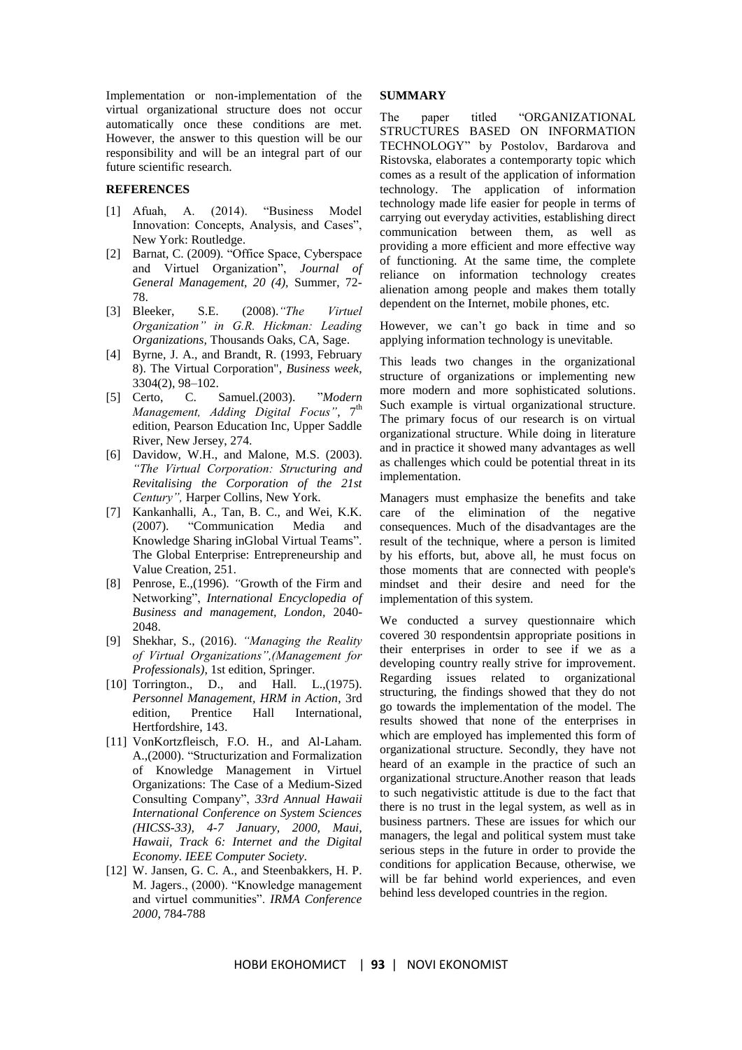Implementation or non-implementation of the virtual organizational structure does not occur automatically once these conditions are met. However, the answer to this question will be our responsibility and will be an integral part of our future scientific research.

## REFERENCES

[1] Afuah, A. (2014). "Business Model Innovation: Concepts, Analysis, and Cases", New York: Routledge.

[2] Barnat, C. (2009). "Office Space, Cyberspace and Virtuel Organization", *Journal of General Management, 20 (4),* Summer, 72-78.

[3] Bleeker, S.E. (2008).*"The Virtuel Organization" in G.R. Hickman: Leading Organizations*, Thousands Oaks, CA, Sage.

[4] Byrne, J. A., and Brandt, R. (1993, February 8). The Virtual Corporation", *Business week*, 3304(2), 98–102.

[5] Certo, C. Samuel.(2003). "*Modern Management, Adding Digital Focus"*, 7th edition, Pearson Education Inc, Upper Saddle River, New Jersey, 274.

[6] Davidow, W.H., and Malone, M.S. (2003). *"The Virtual Corporation: Structuring and Revitalising the Corporation of the 21st Century",* Harper Collins, New York.

[7] Kankanhalli, A., Tan, B. C., and Wei, K.K. (2007). "Communication Media and Knowledge Sharing inGlobal Virtual Teams". The Global Enterprise: Entrepreneurship and Value Creation, 251.

[8] Penrose, E.,(1996). *"*Growth of the Firm and Networking", *International Encyclopedia of Business and management, London*, 2040-2048.

[9] Shekhar, S., (2016). *"Managing the Reality of Virtual Organizations",(Management for Professionals)*, 1st edition, Springer.

[10] Torrington., D., and Hall. L.,(1975). *Personnel Management, HRM in Action*, 3rd edition, Prentice Hall International, Hertfordshire, 143.

[11] VonKortzfleisch, F.O. H., and Al-Laham. A.,(2000). "Structurization and Formalization of Knowledge Management in Virtuel Organizations: The Case of a Medium-Sized Consulting Company", *33rd Annual Hawaii International Conference on System Sciences (HICSS-33), 4-7 January, 2000, Maui, Hawaii, Track 6: Internet and the Digital Economy. IEEE Computer Society*.

[12] W. Jansen, G. C. A., and Steenbakkers, H. P. M. Jagers., (2000). "Knowledge management and virtuel communities". *IRMA Conference 2000*, 784-788

## SUMMARY

The paper titled "ORGANIZATIONAL STRUCTURES BASED ON INFORMATION TECHNOLOGY" by Postolov, Bardarova and Ristovska, elaborates a contemporarty topic which comes as a result of the application of information technology. The application of information technology made life easier for people in terms of carrying out everyday activities, establishing direct communication between them, as well as providing a more efficient and more effective way of functioning. At the same time, the complete reliance on information technology creates alienation among people and makes them totally dependent on the Internet, mobile phones, etc.

However, we can't go back in time and so applying information technology is unevitable.

This leads two changes in the organizational structure of organizations or implementing new more modern and more sophisticated solutions. Such example is virtual organizational structure. The primary focus of our research is on virtual organizational structure. While doing in literature and in practice it showed many advantages as well as challenges which could be potential threat in its implementation.

Managers must emphasize the benefits and take care of the elimination of the negative consequences. Much of the disadvantages are the result of the technique, where a person is limited by his efforts, but, above all, he must focus on those moments that are connected with people's mindset and their desire and need for the implementation of this system.

We conducted a survey questionnaire which covered 30 respondentsin appropriate positions in their enterprises in order to see if we as a developing country really strive for improvement. Regarding issues related to organizational structuring, the findings showed that they do not go towards the implementation of the model. The results showed that none of the enterprises in which are employed has implemented this form of organizational structure. Secondly, they have not heard of an example in the practice of such an organizational structure.Another reason that leads to such negativistic attitude is due to the fact that there is no trust in the legal system, as well as in business partners. These are issues for which our managers, the legal and political system must take serious steps in the future in order to provide the conditions for application Because, otherwise, we will be far behind world experiences, and even behind less developed countries in the region.